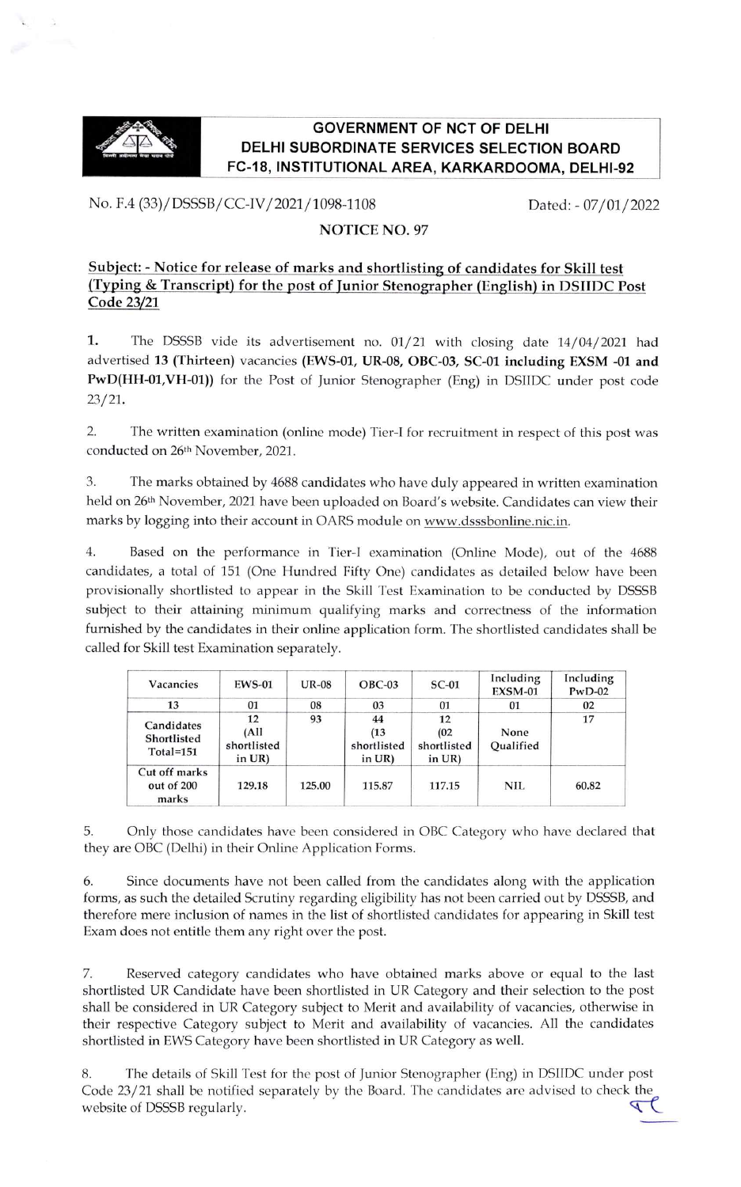# GOVERNMENT OF NCT OF DELHI
## DELHI SUBORDINATE SERVICES SELECTION BOARD
### FC-18, INSTITUTIONAL AREA, KARKARDOOMA, DELHI-92

No. F.4 (33)/DSSSB/CC-IV/2021/1098-1108 Dated: - 07/01/2022

**NOTICE NO. 97**

**Subject: - Notice for release of marks and shortlisting of candidates for Skill test (Typing & Transcript) for the post of Junior Stenographer (English) in DSIIDC Post Code 23/21**

**1.** The DSSSB vide its advertisement no. 01/21 with closing date 14/04/2021 had advertised **13 (Thirteen)** vacancies **(EWS-01, UR-08, OBC-03, SC-01 including EXSM -01 and PwD(HH-01,VH-01))** for the Post of Junior Stenographer (Eng) in DSIIDC under post code 23/21.

2. The written examination (online mode) Tier-I for recruitment in respect of this post was conducted on 26th November, 2021.

3. The marks obtained by 4688 candidates who have duly appeared in written examination held on 26th November, 2021 have been uploaded on Board's website. Candidates can view their marks by logging into their account in OARS module on www.dsssbonline.nic.in.

4. Based on the performance in Tier-I examination (Online Mode), out of the 4688 candidates, a total of 151 (One Hundred Fifty One) candidates as detailed below have been provisionally shortlisted to appear in the Skill Test Examination to be conducted by DSSSB subject to their attaining minimum qualifying marks and correctness of the information furnished by the candidates in their online application form. The shortlisted candidates shall be called for Skill test Examination separately.

| Vacancies | EWS-01 | UR-08 | OBC-03 | SC-01 | Including EXSM-01 | Including PwD-02 |
|---|---|---|---|---|---|---|
| 13 | 01 | 08 | 03 | 01 | 01 | 02 |
| Candidates Shortlisted Total=151 | 12 (All shortlisted in UR) | 93 | 44 (13 shortlisted in UR) | 12 (02 shortlisted in UR) | None Qualified | 17 |
| Cut off marks out of 200 marks | 129.18 | 125.00 | 115.87 | 117.15 | NIL | 60.82 |

5. Only those candidates have been considered in OBC Category who have declared that they are OBC (Delhi) in their Online Application Forms.

6. Since documents have not been called from the candidates along with the application forms, as such the detailed Scrutiny regarding eligibility has not been carried out by DSSSB, and therefore mere inclusion of names in the list of shortlisted candidates for appearing in Skill test Exam does not entitle them any right over the post.

7. Reserved category candidates who have obtained marks above or equal to the last shortlisted UR Candidate have been shortlisted in UR Category and their selection to the post shall be considered in UR Category subject to Merit and availability of vacancies, otherwise in their respective Category subject to Merit and availability of vacancies. All the candidates shortlisted in EWS Category have been shortlisted in UR Category as well.

8. The details of Skill Test for the post of Junior Stenographer (Eng) in DSIIDC under post Code 23/21 shall be notified separately by the Board. The candidates are advised to check the website of DSSSB regularly.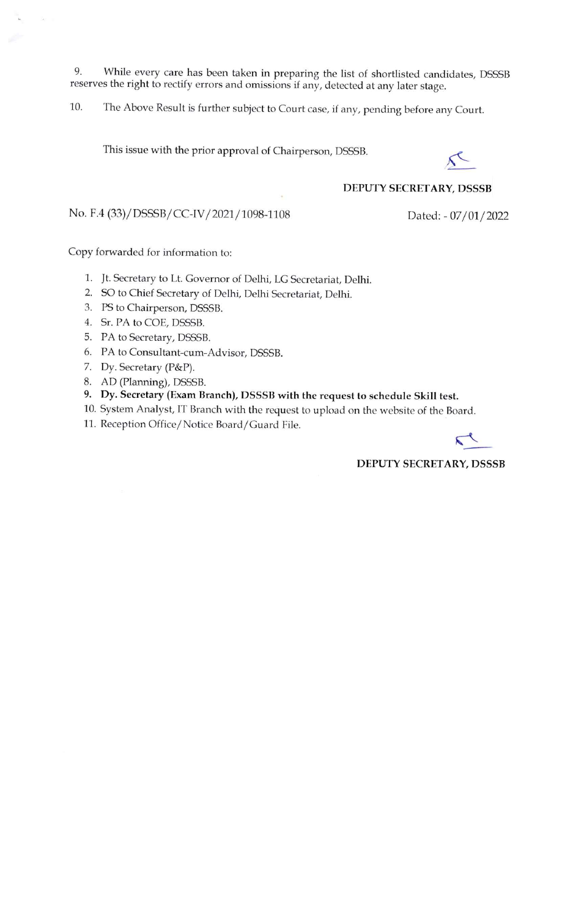9. While every care has been taken in preparing the list of shortlisted candidates, DSSSB reserves the right to rectify errors and omissions if any, detected at any later stage.

10. The Above Result is further subject to Court case, if any, pending before any Court.

This issue with the prior approval of Chairperson, DSSSB.

**DEPUTY SECRETARY, DSSSB**

No. F.4 (33)/DSSSB/CC-IV/2021/1098-1108 Dated: - 07/01/2022

Copy forwarded for information to:

1. Jt. Secretary to Lt. Governor of Delhi, LG Secretariat, Delhi.
2. SO to Chief Secretary of Delhi, Delhi Secretariat, Delhi.
3. PS to Chairperson, DSSSB.
4. Sr. PA to COE, DSSSB.
5. PA to Secretary, DSSSB.
6. PA to Consultant-cum-Advisor, DSSSB.
7. Dy. Secretary (P&P).
8. AD (Planning), DSSSB.
9. **Dy. Secretary (Exam Branch), DSSSB with the request to schedule Skill test.**
10. System Analyst, IT Branch with the request to upload on the website of the Board.
11. Reception Office/Notice Board/Guard File.

**DEPUTY SECRETARY, DSSSB**